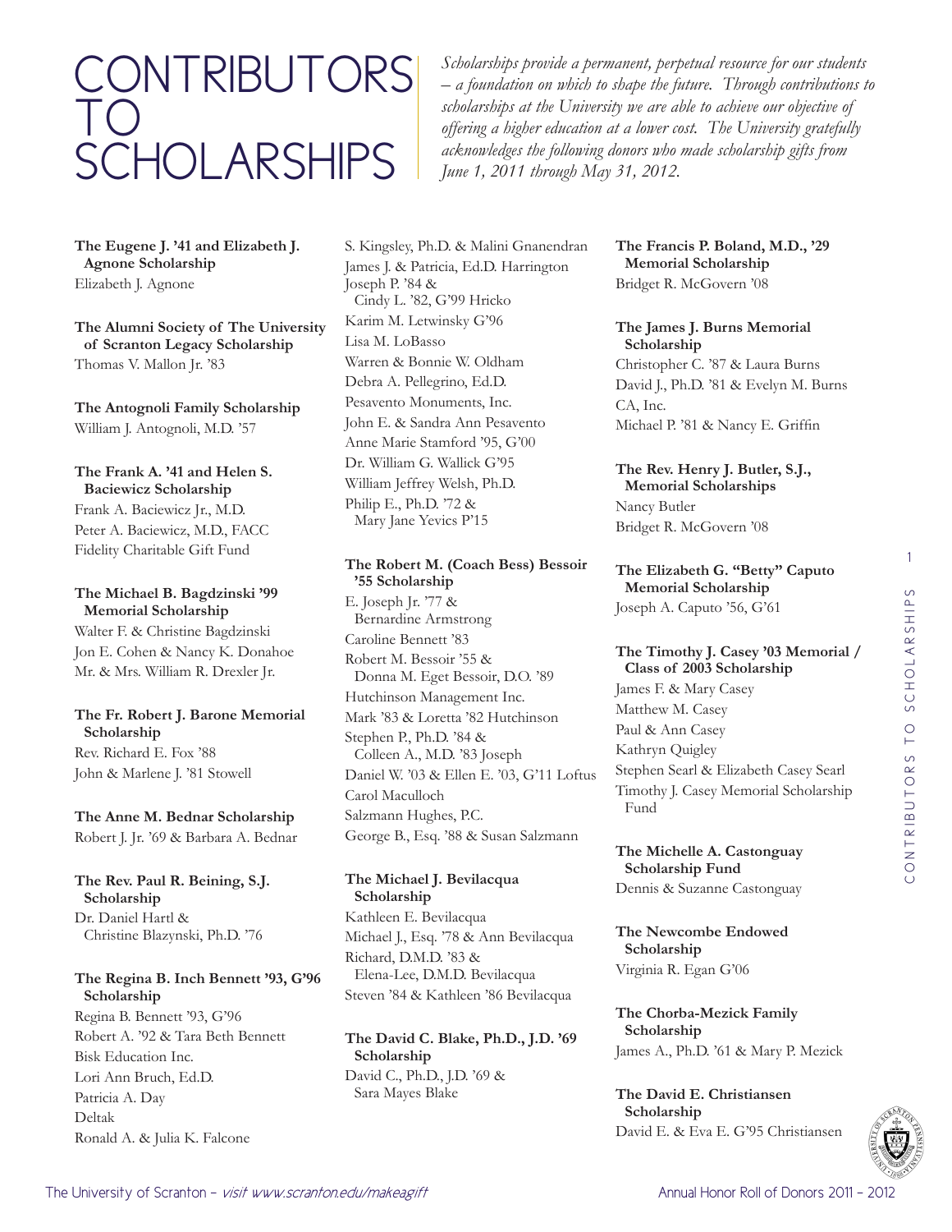# CONTRIBUTORS TO SCHOLARSHIPS

*Scholarships provide a permanent, perpetual resource for our students – a foundation on which to shape the future. Through contributions to scholarships at the University we are able to achieve our objective of offering a higher education at a lower cost. The University gratefully acknowledges the following donors who made scholarship gifts from June 1, 2011 through May 31, 2012.*

**The Eugene J. '41 and Elizabeth J. Agnone Scholarship**
Elizabeth J. Agnone

**The Alumni Society of The University of Scranton Legacy Scholarship**
Thomas V. Mallon Jr. '83

**The Antognoli Family Scholarship**
William J. Antognoli, M.D. '57

**The Frank A. '41 and Helen S. Baciewicz Scholarship**
Frank A. Baciewicz Jr., M.D.
Peter A. Baciewicz, M.D., FACC
Fidelity Charitable Gift Fund

**The Michael B. Bagdzinski '99 Memorial Scholarship**
Walter F. & Christine Bagdzinski
Jon E. Cohen & Nancy K. Donahoe
Mr. & Mrs. William R. Drexler Jr.

**The Fr. Robert J. Barone Memorial Scholarship**
Rev. Richard E. Fox '88
John & Marlene J. '81 Stowell

**The Anne M. Bednar Scholarship**
Robert J. Jr. '69 & Barbara A. Bednar

**The Rev. Paul R. Beining, S.J. Scholarship**
Dr. Daniel Hartl & Christine Blazynski, Ph.D. '76

**The Regina B. Inch Bennett '93, G'96 Scholarship**
Regina B. Bennett '93, G'96
Robert A. '92 & Tara Beth Bennett
Bisk Education Inc.
Lori Ann Bruch, Ed.D.
Patricia A. Day
Deltak
Ronald A. & Julia K. Falcone
S. Kingsley, Ph.D. & Malini Gnanendran
James J. & Patricia, Ed.D. Harrington
Joseph P. '84 & Cindy L. '82, G'99 Hricko
Karim M. Letwinsky G'96
Lisa M. LoBasso
Warren & Bonnie W. Oldham
Debra A. Pellegrino, Ed.D.
Pesavento Monuments, Inc.
John E. & Sandra Ann Pesavento
Anne Marie Stamford '95, G'00
Dr. William G. Wallick G'95
William Jeffrey Welsh, Ph.D.
Philip E., Ph.D. '72 & Mary Jane Yevics P'15

**The Robert M. (Coach Bess) Bessoir '55 Scholarship**
E. Joseph Jr. '77 & Bernardine Armstrong
Caroline Bennett '83
Robert M. Bessoir '55 & Donna M. Eget Bessoir, D.O. '89
Hutchinson Management Inc.
Mark '83 & Loretta '82 Hutchinson
Stephen P., Ph.D. '84 & Colleen A., M.D. '83 Joseph
Daniel W. '03 & Ellen E. '03, G'11 Loftus
Carol Maculloch
Salzmann Hughes, P.C.
George B., Esq. '88 & Susan Salzmann

**The Michael J. Bevilacqua Scholarship**
Kathleen E. Bevilacqua
Michael J., Esq. '78 & Ann Bevilacqua
Richard, D.M.D. '83 & Elena-Lee, D.M.D. Bevilacqua
Steven '84 & Kathleen '86 Bevilacqua

**The David C. Blake, Ph.D., J.D. '69 Scholarship**
David C., Ph.D., J.D. '69 & Sara Mayes Blake

**The Francis P. Boland, M.D., '29 Memorial Scholarship**
Bridget R. McGovern '08

**The James J. Burns Memorial Scholarship**
Christopher C. '87 & Laura Burns
David J., Ph.D. '81 & Evelyn M. Burns
CA, Inc.
Michael P. '81 & Nancy E. Griffin

**The Rev. Henry J. Butler, S.J., Memorial Scholarships**
Nancy Butler
Bridget R. McGovern '08

**The Elizabeth G. "Betty" Caputo Memorial Scholarship**
Joseph A. Caputo '56, G'61

**The Timothy J. Casey '03 Memorial / Class of 2003 Scholarship**
James F. & Mary Casey
Matthew M. Casey
Paul & Ann Casey
Kathryn Quigley
Stephen Searl & Elizabeth Casey Searl
Timothy J. Casey Memorial Scholarship Fund

**The Michelle A. Castonguay Scholarship Fund**
Dennis & Suzanne Castonguay

**The Newcombe Endowed Scholarship**
Virginia R. Egan G'06

**The Chorba-Mezick Family Scholarship**
James A., Ph.D. '61 & Mary P. Mezick

**The David E. Christiansen Scholarship**
David E. & Eva E. G'95 Christiansen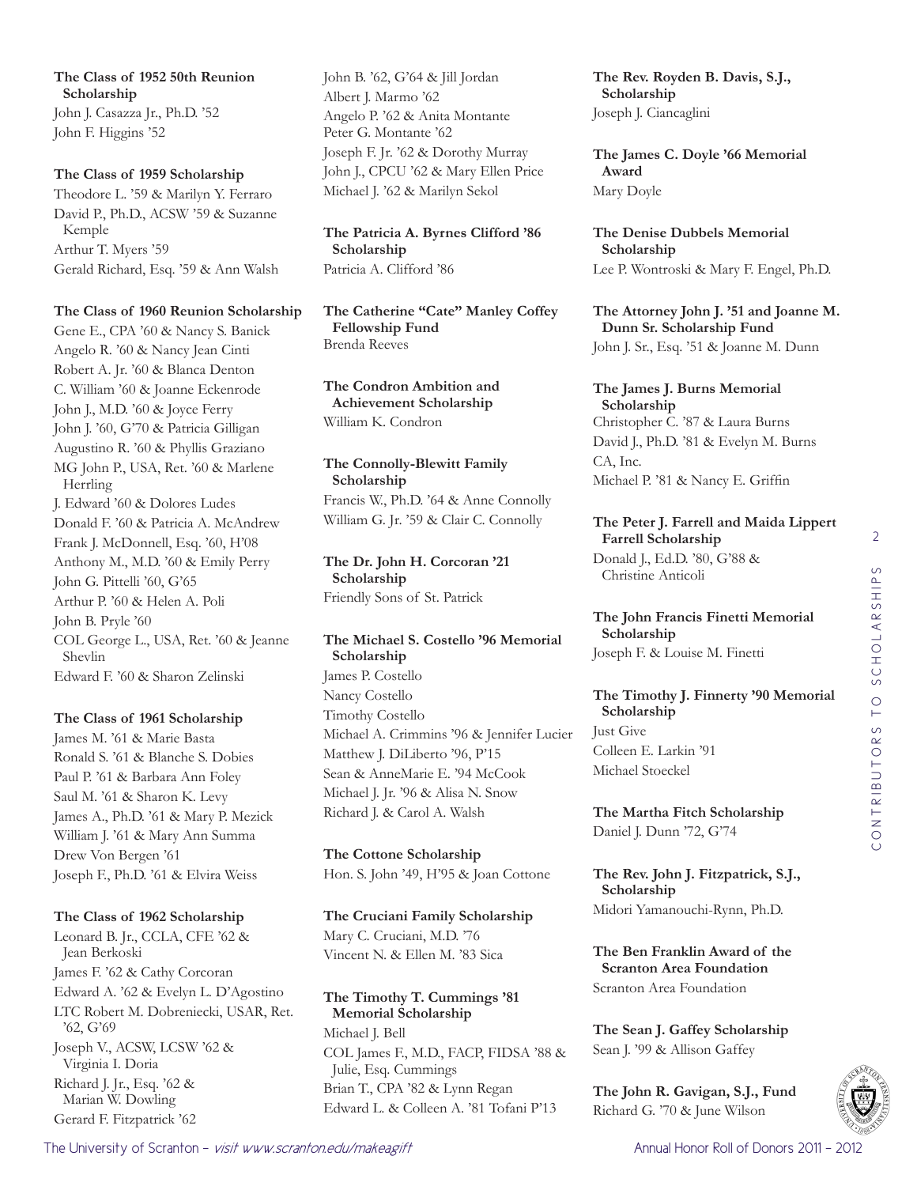**The Class of 1952 50th Reunion Scholarship**
John J. Casazza Jr., Ph.D. '52
John F. Higgins '52

**The Class of 1959 Scholarship**
Theodore L. '59 & Marilyn Y. Ferraro
David P., Ph.D., ACSW '59 & Suzanne Kemple
Arthur T. Myers '59
Gerald Richard, Esq. '59 & Ann Walsh

**The Class of 1960 Reunion Scholarship**
Gene E., CPA '60 & Nancy S. Banick
Angelo R. '60 & Nancy Jean Cinti
Robert A. Jr. '60 & Blanca Denton
C. William '60 & Joanne Eckenrode
John J., M.D. '60 & Joyce Ferry
John J. '60, G'70 & Patricia Gilligan
Augustino R. '60 & Phyllis Graziano
MG John P., USA, Ret. '60 & Marlene Herrling
J. Edward '60 & Dolores Ludes
Donald F. '60 & Patricia A. McAndrew
Frank J. McDonnell, Esq. '60, H'08
Anthony M., M.D. '60 & Emily Perry
John G. Pittelli '60, G'65
Arthur P. '60 & Helen A. Poli
John B. Pryle '60
COL George L., USA, Ret. '60 & Jeanne Shevlin
Edward F. '60 & Sharon Zelinski

**The Class of 1961 Scholarship**
James M. '61 & Marie Basta
Ronald S. '61 & Blanche S. Dobies
Paul P. '61 & Barbara Ann Foley
Saul M. '61 & Sharon K. Levy
James A., Ph.D. '61 & Mary P. Mezick
William J. '61 & Mary Ann Summa
Drew Von Bergen '61
Joseph F., Ph.D. '61 & Elvira Weiss

**The Class of 1962 Scholarship**
Leonard B. Jr., CCLA, CFE '62 & Jean Berkoski
James F. '62 & Cathy Corcoran
Edward A. '62 & Evelyn L. D'Agostino
LTC Robert M. Dobreniecki, USAR, Ret. '62, G'69
Joseph V., ACSW, LCSW '62 & Virginia I. Doria
Richard J. Jr., Esq. '62 & Marian W. Dowling
Gerard F. Fitzpatrick '62
John B. '62, G'64 & Jill Jordan
Albert J. Marmo '62
Angelo P. '62 & Anita Montante
Peter G. Montante '62
Joseph F. Jr. '62 & Dorothy Murray
John J., CPCU '62 & Mary Ellen Price
Michael J. '62 & Marilyn Sekol

**The Patricia A. Byrnes Clifford '86 Scholarship**
Patricia A. Clifford '86

**The Catherine "Cate" Manley Coffey Fellowship Fund**
Brenda Reeves

**The Condron Ambition and Achievement Scholarship**
William K. Condron

**The Connolly-Blewitt Family Scholarship**
Francis W., Ph.D. '64 & Anne Connolly
William G. Jr. '59 & Clair C. Connolly

**The Dr. John H. Corcoran '21 Scholarship**
Friendly Sons of St. Patrick

**The Michael S. Costello '96 Memorial Scholarship**
James P. Costello
Nancy Costello
Timothy Costello
Michael A. Crimmins '96 & Jennifer Lucier
Matthew J. DiLiberto '96, P'15
Sean & AnneMarie E. '94 McCook
Michael J. Jr. '96 & Alisa N. Snow
Richard J. & Carol A. Walsh

**The Cottone Scholarship**
Hon. S. John '49, H'95 & Joan Cottone

**The Cruciani Family Scholarship**
Mary C. Cruciani, M.D. '76
Vincent N. & Ellen M. '83 Sica

**The Timothy T. Cummings '81 Memorial Scholarship**
Michael J. Bell
COL James F., M.D., FACP, FIDSA '88 & Julie, Esq. Cummings
Brian T., CPA '82 & Lynn Regan
Edward L. & Colleen A. '81 Tofani P'13

**The Rev. Royden B. Davis, S.J., Scholarship**
Joseph J. Ciancaglini

**The James C. Doyle '66 Memorial Award**
Mary Doyle

**The Denise Dubbels Memorial Scholarship**
Lee P. Wontroski & Mary F. Engel, Ph.D.

**The Attorney John J. '51 and Joanne M. Dunn Sr. Scholarship Fund**
John J. Sr., Esq. '51 & Joanne M. Dunn

**The James J. Burns Memorial Scholarship**
Christopher C. '87 & Laura Burns
David J., Ph.D. '81 & Evelyn M. Burns
CA, Inc.
Michael P. '81 & Nancy E. Griffin

**The Peter J. Farrell and Maida Lippert Farrell Scholarship**
Donald J., Ed.D. '80, G'88 & Christine Anticoli

**The John Francis Finetti Memorial Scholarship**
Joseph F. & Louise M. Finetti

**The Timothy J. Finnerty '90 Memorial Scholarship**
Just Give
Colleen E. Larkin '91
Michael Stoeckel

**The Martha Fitch Scholarship**
Daniel J. Dunn '72, G'74

**The Rev. John J. Fitzpatrick, S.J., Scholarship**
Midori Yamanouchi-Rynn, Ph.D.

**The Ben Franklin Award of the Scranton Area Foundation**
Scranton Area Foundation

**The Sean J. Gaffey Scholarship**
Sean J. '99 & Allison Gaffey

**The John R. Gavigan, S.J., Fund**
Richard G. '70 & June Wilson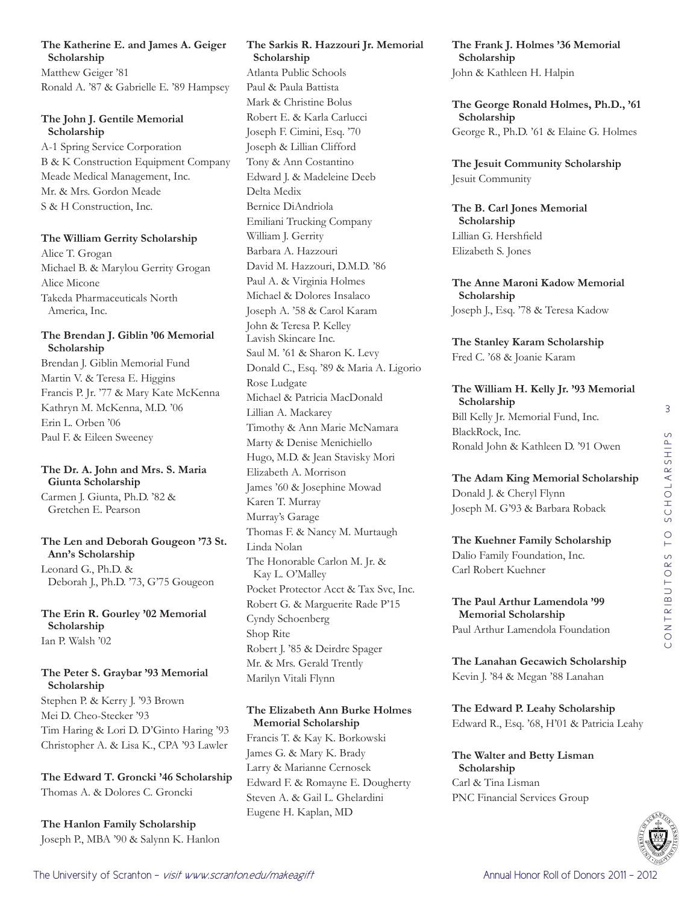**The Katherine E. and James A. Geiger Scholarship**
Matthew Geiger '81
Ronald A. '87 & Gabrielle E. '89 Hampsey

**The John J. Gentile Memorial Scholarship**
A-1 Spring Service Corporation
B & K Construction Equipment Company
Meade Medical Management, Inc.
Mr. & Mrs. Gordon Meade
S & H Construction, Inc.

**The William Gerrity Scholarship**
Alice T. Grogan
Michael B. & Marylou Gerrity Grogan
Alice Micone
Takeda Pharmaceuticals North America, Inc.

**The Brendan J. Giblin '06 Memorial Scholarship**
Brendan J. Giblin Memorial Fund
Martin V. & Teresa E. Higgins
Francis P. Jr. '77 & Mary Kate McKenna
Kathryn M. McKenna, M.D. '06
Erin L. Orben '06
Paul F. & Eileen Sweeney

**The Dr. A. John and Mrs. S. Maria Giunta Scholarship**
Carmen J. Giunta, Ph.D. '82 & Gretchen E. Pearson

**The Len and Deborah Gougeon '73 St. Ann's Scholarship**
Leonard G., Ph.D. & Deborah J., Ph.D. '73, G'75 Gougeon

**The Erin R. Gourley '02 Memorial Scholarship**
Ian P. Walsh '02

**The Peter S. Graybar '93 Memorial Scholarship**
Stephen P. & Kerry J. '93 Brown
Mei D. Cheo-Stecker '93
Tim Haring & Lori D. D'Ginto Haring '93
Christopher A. & Lisa K., CPA '93 Lawler

**The Edward T. Groncki '46 Scholarship**
Thomas A. & Dolores C. Groncki

**The Hanlon Family Scholarship**
Joseph P., MBA '90 & Salynn K. Hanlon

**The Sarkis R. Hazzouri Jr. Memorial Scholarship**
Atlanta Public Schools
Paul & Paula Battista
Mark & Christine Bolus
Robert E. & Karla Carlucci
Joseph F. Cimini, Esq. '70
Joseph & Lillian Clifford
Tony & Ann Costantino
Edward J. & Madeleine Deeb
Delta Medix
Bernice DiAndriola
Emiliani Trucking Company
William J. Gerrity
Barbara A. Hazzouri
David M. Hazzouri, D.M.D. '86
Paul A. & Virginia Holmes
Michael & Dolores Insalaco
Joseph A. '58 & Carol Karam
John & Teresa P. Kelley
Lavish Skincare Inc.
Saul M. '61 & Sharon K. Levy
Donald C., Esq. '89 & Maria A. Ligorio
Rose Ludgate
Michael & Patricia MacDonald
Lillian A. Mackarey
Timothy & Ann Marie McNamara
Marty & Denise Menichiello
Hugo, M.D. & Jean Stavisky Mori
Elizabeth A. Morrison
James '60 & Josephine Mowad
Karen T. Murray
Murray's Garage
Thomas F. & Nancy M. Murtaugh
Linda Nolan
The Honorable Carlon M. Jr. & Kay L. O'Malley
Pocket Protector Acct & Tax Svc, Inc.
Robert G. & Marguerite Rade P'15
Cyndy Schoenberg
Shop Rite
Robert J. '85 & Deirdre Spager
Mr. & Mrs. Gerald Trently
Marilyn Vitali Flynn

**The Elizabeth Ann Burke Holmes Memorial Scholarship**
Francis T. & Kay K. Borkowski
James G. & Mary K. Brady
Larry & Marianne Cernosek
Edward F. & Romayne E. Dougherty
Steven A. & Gail L. Ghelardini
Eugene H. Kaplan, MD

**The Frank J. Holmes '36 Memorial Scholarship**
John & Kathleen H. Halpin

**The George Ronald Holmes, Ph.D., '61 Scholarship**
George R., Ph.D. '61 & Elaine G. Holmes

**The Jesuit Community Scholarship**
Jesuit Community

**The B. Carl Jones Memorial Scholarship**
Lillian G. Hershfield
Elizabeth S. Jones

**The Anne Maroni Kadow Memorial Scholarship**
Joseph J., Esq. '78 & Teresa Kadow

**The Stanley Karam Scholarship**
Fred C. '68 & Joanie Karam

**The William H. Kelly Jr. '93 Memorial Scholarship**
Bill Kelly Jr. Memorial Fund, Inc.
BlackRock, Inc.
Ronald John & Kathleen D. '91 Owen

**The Adam King Memorial Scholarship**
Donald J. & Cheryl Flynn
Joseph M. G'93 & Barbara Roback

**The Kuehner Family Scholarship**
Dalio Family Foundation, Inc.
Carl Robert Kuehner

**The Paul Arthur Lamendola '99 Memorial Scholarship**
Paul Arthur Lamendola Foundation

**The Lanahan Gecawich Scholarship**
Kevin J. '84 & Megan '88 Lanahan

**The Edward P. Leahy Scholarship**
Edward R., Esq. '68, H'01 & Patricia Leahy

**The Walter and Betty Lisman Scholarship**
Carl & Tina Lisman
PNC Financial Services Group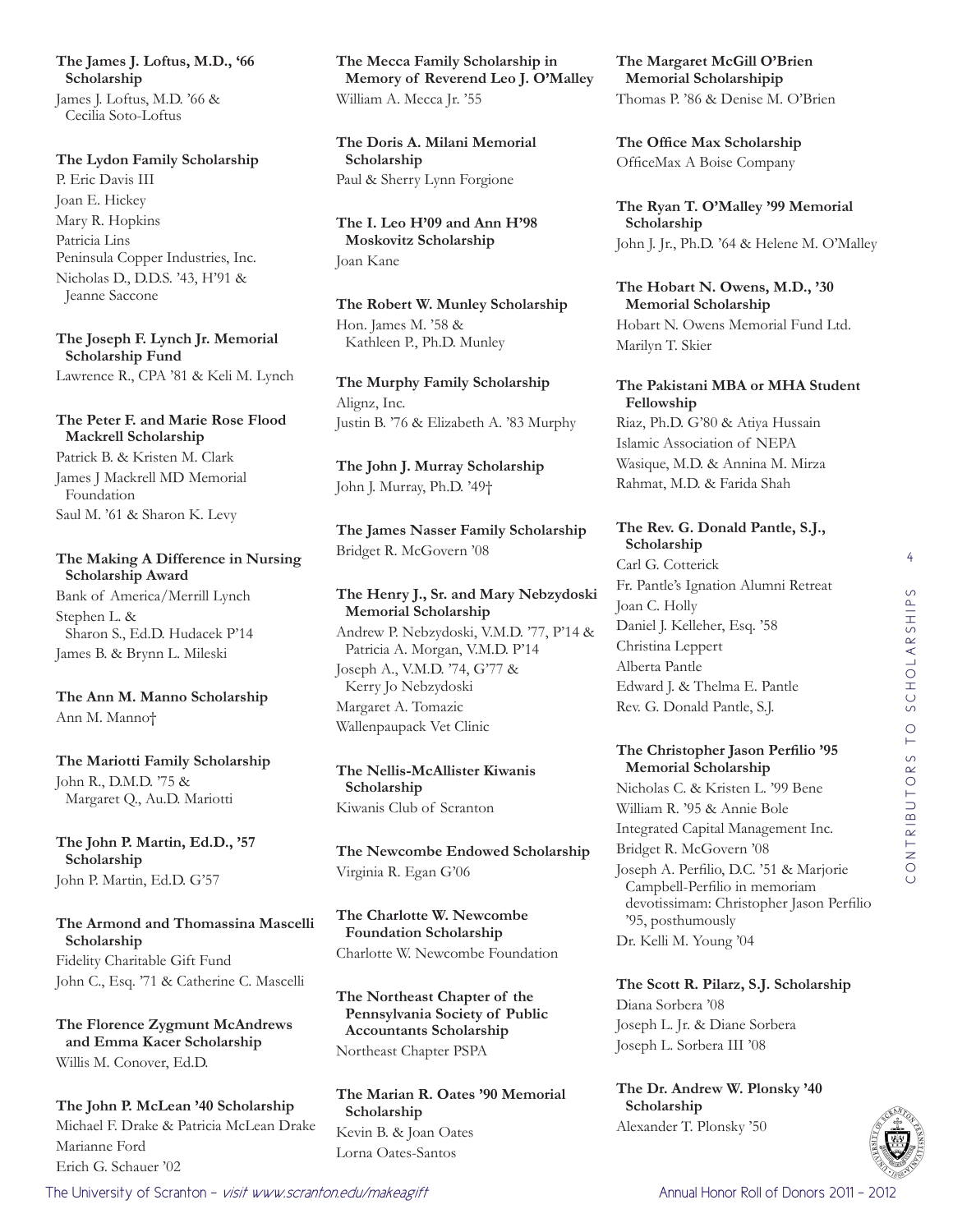**The James J. Loftus, M.D., '66 Scholarship**
James J. Loftus, M.D. '66 & Cecilia Soto-Loftus

**The Lydon Family Scholarship**
P. Eric Davis III
Joan E. Hickey
Mary R. Hopkins
Patricia Lins
Peninsula Copper Industries, Inc.
Nicholas D., D.D.S. '43, H'91 & Jeanne Saccone

**The Joseph F. Lynch Jr. Memorial Scholarship Fund**
Lawrence R., CPA '81 & Keli M. Lynch

**The Peter F. and Marie Rose Flood Mackrell Scholarship**
Patrick B. & Kristen M. Clark
James J Mackrell MD Memorial Foundation
Saul M. '61 & Sharon K. Levy

**The Making A Difference in Nursing Scholarship Award**
Bank of America/Merrill Lynch
Stephen L. & Sharon S., Ed.D. Hudacek P'14
James B. & Brynn L. Mileski

**The Ann M. Manno Scholarship**
Ann M. Manno†

**The Mariotti Family Scholarship**
John R., D.M.D. '75 & Margaret Q., Au.D. Mariotti

**The John P. Martin, Ed.D., '57 Scholarship**
John P. Martin, Ed.D. G'57

**The Armond and Thomassina Mascelli Scholarship**
Fidelity Charitable Gift Fund
John C., Esq. '71 & Catherine C. Mascelli

**The Florence Zygmunt McAndrews and Emma Kacer Scholarship**
Willis M. Conover, Ed.D.

**The John P. McLean '40 Scholarship**
Michael F. Drake & Patricia McLean Drake
Marianne Ford
Erich G. Schauer '02

**The Mecca Family Scholarship in Memory of Reverend Leo J. O'Malley**
William A. Mecca Jr. '55

**The Doris A. Milani Memorial Scholarship**
Paul & Sherry Lynn Forgione

**The I. Leo H'09 and Ann H'98 Moskovitz Scholarship**
Joan Kane

**The Robert W. Munley Scholarship**
Hon. James M. '58 & Kathleen P., Ph.D. Munley

**The Murphy Family Scholarship**
Alignz, Inc.
Justin B. '76 & Elizabeth A. '83 Murphy

**The John J. Murray Scholarship**
John J. Murray, Ph.D. '49†

**The James Nasser Family Scholarship**
Bridget R. McGovern '08

**The Henry J., Sr. and Mary Nebzydoski Memorial Scholarship**
Andrew P. Nebzydoski, V.M.D. '77, P'14 & Patricia A. Morgan, V.M.D. P'14
Joseph A., V.M.D. '74, G'77 & Kerry Jo Nebzydoski
Margaret A. Tomazic
Wallenpaupack Vet Clinic

**The Nellis-McAllister Kiwanis Scholarship**
Kiwanis Club of Scranton

**The Newcombe Endowed Scholarship**
Virginia R. Egan G'06

**The Charlotte W. Newcombe Foundation Scholarship**
Charlotte W. Newcombe Foundation

**The Northeast Chapter of the Pennsylvania Society of Public Accountants Scholarship**
Northeast Chapter PSPA

**The Marian R. Oates '90 Memorial Scholarship**
Kevin B. & Joan Oates
Lorna Oates-Santos

**The Margaret McGill O'Brien Memorial Scholarshipip**
Thomas P. '86 & Denise M. O'Brien

**The Office Max Scholarship**
OfficeMax A Boise Company

**The Ryan T. O'Malley '99 Memorial Scholarship**
John J. Jr., Ph.D. '64 & Helene M. O'Malley

**The Hobart N. Owens, M.D., '30 Memorial Scholarship**
Hobart N. Owens Memorial Fund Ltd.
Marilyn T. Skier

**The Pakistani MBA or MHA Student Fellowship**
Riaz, Ph.D. G'80 & Atiya Hussain
Islamic Association of NEPA
Wasique, M.D. & Annina M. Mirza
Rahmat, M.D. & Farida Shah

**The Rev. G. Donald Pantle, S.J., Scholarship**
Carl G. Cotterick
Fr. Pantle's Ignation Alumni Retreat
Joan C. Holly
Daniel J. Kelleher, Esq. '58
Christina Leppert
Alberta Pantle
Edward J. & Thelma E. Pantle
Rev. G. Donald Pantle, S.J.

**The Christopher Jason Perfilio '95 Memorial Scholarship**
Nicholas C. & Kristen L. '99 Bene
William R. '95 & Annie Bole
Integrated Capital Management Inc.
Bridget R. McGovern '08
Joseph A. Perfilio, D.C. '51 & Marjorie Campbell-Perfilio in memoriam devotissimam: Christopher Jason Perfilio '95, posthumously
Dr. Kelli M. Young '04

**The Scott R. Pilarz, S.J. Scholarship**
Diana Sorbera '08
Joseph L. Jr. & Diane Sorbera
Joseph L. Sorbera III '08

**The Dr. Andrew W. Plonsky '40 Scholarship**
Alexander T. Plonsky '50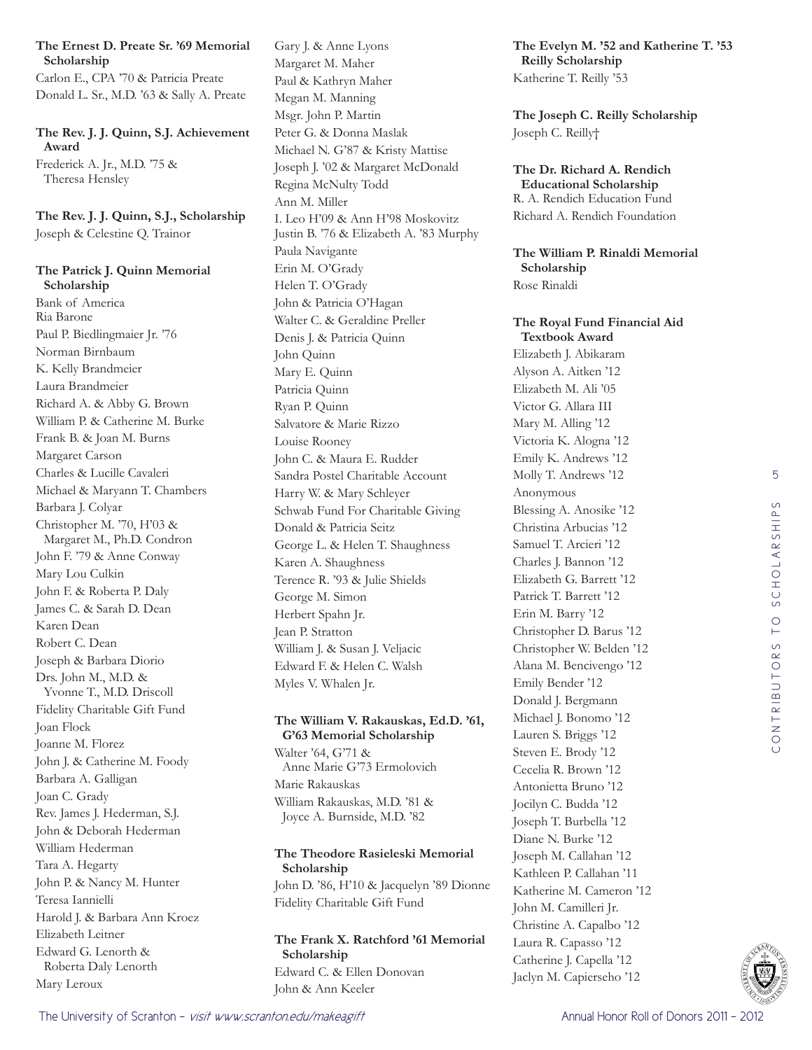**The Ernest D. Preate Sr. '69 Memorial Scholarship**

Carlon E., CPA '70 & Patricia Preate
Donald L. Sr., M.D. '63 & Sally A. Preate

**The Rev. J. J. Quinn, S.J. Achievement Award**

Frederick A. Jr., M.D. '75 & Theresa Hensley

**The Rev. J. J. Quinn, S.J., Scholarship**

Joseph & Celestine Q. Trainor

**The Patrick J. Quinn Memorial Scholarship**

Bank of America
Ria Barone
Paul P. Biedlingmaier Jr. '76
Norman Birnbaum
K. Kelly Brandmeier
Laura Brandmeier
Richard A. & Abby G. Brown
William P. & Catherine M. Burke
Frank B. & Joan M. Burns
Margaret Carson
Charles & Lucille Cavaleri
Michael & Maryann T. Chambers
Barbara J. Colyar
Christopher M. '70, H'03 & Margaret M., Ph.D. Condron
John F. '79 & Anne Conway
Mary Lou Culkin
John F. & Roberta P. Daly
James C. & Sarah D. Dean
Karen Dean
Robert C. Dean
Joseph & Barbara Diorio
Drs. John M., M.D. & Yvonne T., M.D. Driscoll
Fidelity Charitable Gift Fund
Joan Flock
Joanne M. Florez
John J. & Catherine M. Foody
Barbara A. Galligan
Joan C. Grady
Rev. James J. Hederman, S.J.
John & Deborah Hederman
William Hederman
Tara A. Hegarty
John P. & Nancy M. Hunter
Teresa Iannielli
Harold J. & Barbara Ann Kroez
Elizabeth Leitner
Edward G. Lenorth & Roberta Daly Lenorth
Mary Leroux
Gary J. & Anne Lyons
Margaret M. Maher
Paul & Kathryn Maher
Megan M. Manning
Msgr. John P. Martin
Peter G. & Donna Maslak
Michael N. G'87 & Kristy Mattise
Joseph J. '02 & Margaret McDonald
Regina McNulty Todd
Ann M. Miller
I. Leo H'09 & Ann H'98 Moskovitz
Justin B. '76 & Elizabeth A. '83 Murphy
Paula Navigante
Erin M. O'Grady
Helen T. O'Grady
John & Patricia O'Hagan
Walter C. & Geraldine Preller
Denis J. & Patricia Quinn
John Quinn
Mary E. Quinn
Patricia Quinn
Ryan P. Quinn
Salvatore & Marie Rizzo
Louise Rooney
John C. & Maura E. Rudder
Sandra Postel Charitable Account
Harry W. & Mary Schleyer
Schwab Fund For Charitable Giving
Donald & Patricia Seitz
George L. & Helen T. Shaughness
Karen A. Shaughness
Terence R. '93 & Julie Shields
George M. Simon
Herbert Spahn Jr.
Jean P. Stratton
William J. & Susan J. Veljacic
Edward F. & Helen C. Walsh
Myles V. Whalen Jr.

**The William V. Rakauskas, Ed.D. '61, G'63 Memorial Scholarship**

Walter '64, G'71 & Anne Marie G'73 Ermolovich
Marie Rakauskas
William Rakauskas, M.D. '81 & Joyce A. Burnside, M.D. '82

**The Theodore Rasieleski Memorial Scholarship**

John D. '86, H'10 & Jacquelyn '89 Dionne
Fidelity Charitable Gift Fund

**The Frank X. Ratchford '61 Memorial Scholarship**

Edward C. & Ellen Donovan
John & Ann Keeler

**The Evelyn M. '52 and Katherine T. '53 Reilly Scholarship**

Katherine T. Reilly '53

**The Joseph C. Reilly Scholarship**

Joseph C. Reilly†

**The Dr. Richard A. Rendich Educational Scholarship**

R. A. Rendich Education Fund
Richard A. Rendich Foundation

**The William P. Rinaldi Memorial Scholarship**

Rose Rinaldi

**The Royal Fund Financial Aid Textbook Award**

Elizabeth J. Abikaram
Alyson A. Aitken '12
Elizabeth M. Ali '05
Victor G. Allara III
Mary M. Alling '12
Victoria K. Alogna '12
Emily K. Andrews '12
Molly T. Andrews '12
Anonymous
Blessing A. Anosike '12
Christina Arbucias '12
Samuel T. Arcieri '12
Charles J. Bannon '12
Elizabeth G. Barrett '12
Patrick T. Barrett '12
Erin M. Barry '12
Christopher D. Barus '12
Christopher W. Belden '12
Alana M. Bencivengo '12
Emily Bender '12
Donald J. Bergmann
Michael J. Bonomo '12
Lauren S. Briggs '12
Steven E. Brody '12
Cecelia R. Brown '12
Antonietta Bruno '12
Jocilyn C. Budda '12
Joseph T. Burbella '12
Diane N. Burke '12
Joseph M. Callahan '12
Kathleen P. Callahan '11
Katherine M. Cameron '12
John M. Camilleri Jr.
Christine A. Capalbo '12
Laura R. Capasso '12
Catherine J. Capella '12
Jaclyn M. Capierseho '12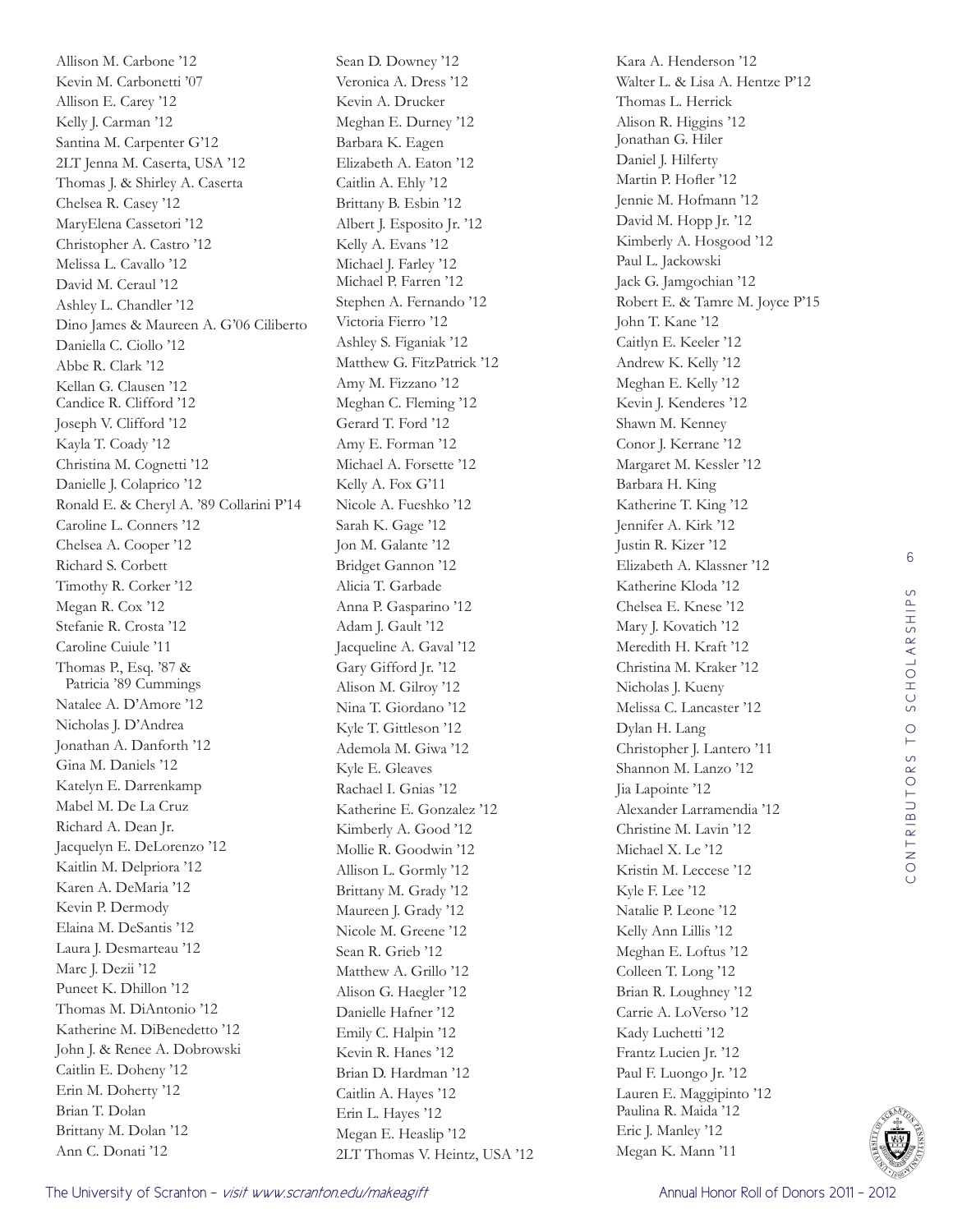Allison M. Carbone '12
Kevin M. Carbonetti '07
Allison E. Carey '12
Kelly J. Carman '12
Santina M. Carpenter G'12
2LT Jenna M. Caserta, USA '12
Thomas J. & Shirley A. Caserta
Chelsea R. Casey '12
MaryElena Cassetori '12
Christopher A. Castro '12
Melissa L. Cavallo '12
David M. Ceraul '12
Ashley L. Chandler '12
Dino James & Maureen A. G'06 Ciliberto
Daniella C. Ciollo '12
Abbe R. Clark '12
Kellan G. Clausen '12
Candice R. Clifford '12
Joseph V. Clifford '12
Kayla T. Coady '12
Christina M. Cognetti '12
Danielle J. Colaprico '12
Ronald E. & Cheryl A. '89 Collarini P'14
Caroline L. Conners '12
Chelsea A. Cooper '12
Richard S. Corbett
Timothy R. Corker '12
Megan R. Cox '12
Stefanie R. Crosta '12
Caroline Cuiule '11
Thomas P., Esq. '87 & Patricia '89 Cummings
Natalee A. D'Amore '12
Nicholas J. D'Andrea
Jonathan A. Danforth '12
Gina M. Daniels '12
Katelyn E. Darrenkamp
Mabel M. De La Cruz
Richard A. Dean Jr.
Jacquelyn E. DeLorenzo '12
Kaitlin M. Delpriora '12
Karen A. DeMaria '12
Kevin P. Dermody
Elaina M. DeSantis '12
Laura J. Desmarteau '12
Marc J. Dezii '12
Puneet K. Dhillon '12
Thomas M. DiAntonio '12
Katherine M. DiBenedetto '12
John J. & Renee A. Dobrowski
Caitlin E. Doheny '12
Erin M. Doherty '12
Brian T. Dolan
Brittany M. Dolan '12
Ann C. Donati '12
Sean D. Downey '12
Veronica A. Dress '12
Kevin A. Drucker
Meghan E. Durney '12
Barbara K. Eagen
Elizabeth A. Eaton '12
Caitlin A. Ehly '12
Brittany B. Esbin '12
Albert J. Esposito Jr. '12
Kelly A. Evans '12
Michael J. Farley '12
Michael P. Farren '12
Stephen A. Fernando '12
Victoria Fierro '12
Ashley S. Figaniak '12
Matthew G. FitzPatrick '12
Amy M. Fizzano '12
Meghan C. Fleming '12
Gerard T. Ford '12
Amy E. Forman '12
Michael A. Forsette '12
Kelly A. Fox G'11
Nicole A. Fueshko '12
Sarah K. Gage '12
Jon M. Galante '12
Bridget Gannon '12
Alicia T. Garbade
Anna P. Gasparino '12
Adam J. Gault '12
Jacqueline A. Gaval '12
Gary Gifford Jr. '12
Alison M. Gilroy '12
Nina T. Giordano '12
Kyle T. Gittleson '12
Ademola M. Giwa '12
Kyle E. Gleaves
Rachael I. Gnias '12
Katherine E. Gonzalez '12
Kimberly A. Good '12
Mollie R. Goodwin '12
Allison L. Gormly '12
Brittany M. Grady '12
Maureen J. Grady '12
Nicole M. Greene '12
Sean R. Grieb '12
Matthew A. Grillo '12
Alison G. Haegler '12
Danielle Hafner '12
Emily C. Halpin '12
Kevin R. Hanes '12
Brian D. Hardman '12
Caitlin A. Hayes '12
Erin L. Hayes '12
Megan E. Heaslip '12
2LT Thomas V. Heintz, USA '12
Kara A. Henderson '12
Walter L. & Lisa A. Hentze P'12
Thomas L. Herrick
Alison R. Higgins '12
Jonathan G. Hiler
Daniel J. Hilferty
Martin P. Hofler '12
Jennie M. Hofmann '12
David M. Hopp Jr. '12
Kimberly A. Hosgood '12
Paul L. Jackowski
Jack G. Jamgochian '12
Robert E. & Tamre M. Joyce P'15
John T. Kane '12
Caitlyn E. Keeler '12
Andrew K. Kelly '12
Meghan E. Kelly '12
Kevin J. Kenderes '12
Shawn M. Kenney
Conor J. Kerrane '12
Margaret M. Kessler '12
Barbara H. King
Katherine T. King '12
Jennifer A. Kirk '12
Justin R. Kizer '12
Elizabeth A. Klassner '12
Katherine Kloda '12
Chelsea E. Knese '12
Mary J. Kovatich '12
Meredith H. Kraft '12
Christina M. Kraker '12
Nicholas J. Kueny
Melissa C. Lancaster '12
Dylan H. Lang
Christopher J. Lantero '11
Shannon M. Lanzo '12
Jia Lapointe '12
Alexander Larramendia '12
Christine M. Lavin '12
Michael X. Le '12
Kristin M. Leccese '12
Kyle F. Lee '12
Natalie P. Leone '12
Kelly Ann Lillis '12
Meghan E. Loftus '12
Colleen T. Long '12
Brian R. Loughney '12
Carrie A. LoVerso '12
Kady Luchetti '12
Frantz Lucien Jr. '12
Paul F. Luongo Jr. '12
Lauren E. Maggipinto '12
Paulina R. Maida '12
Eric J. Manley '12
Megan K. Mann '11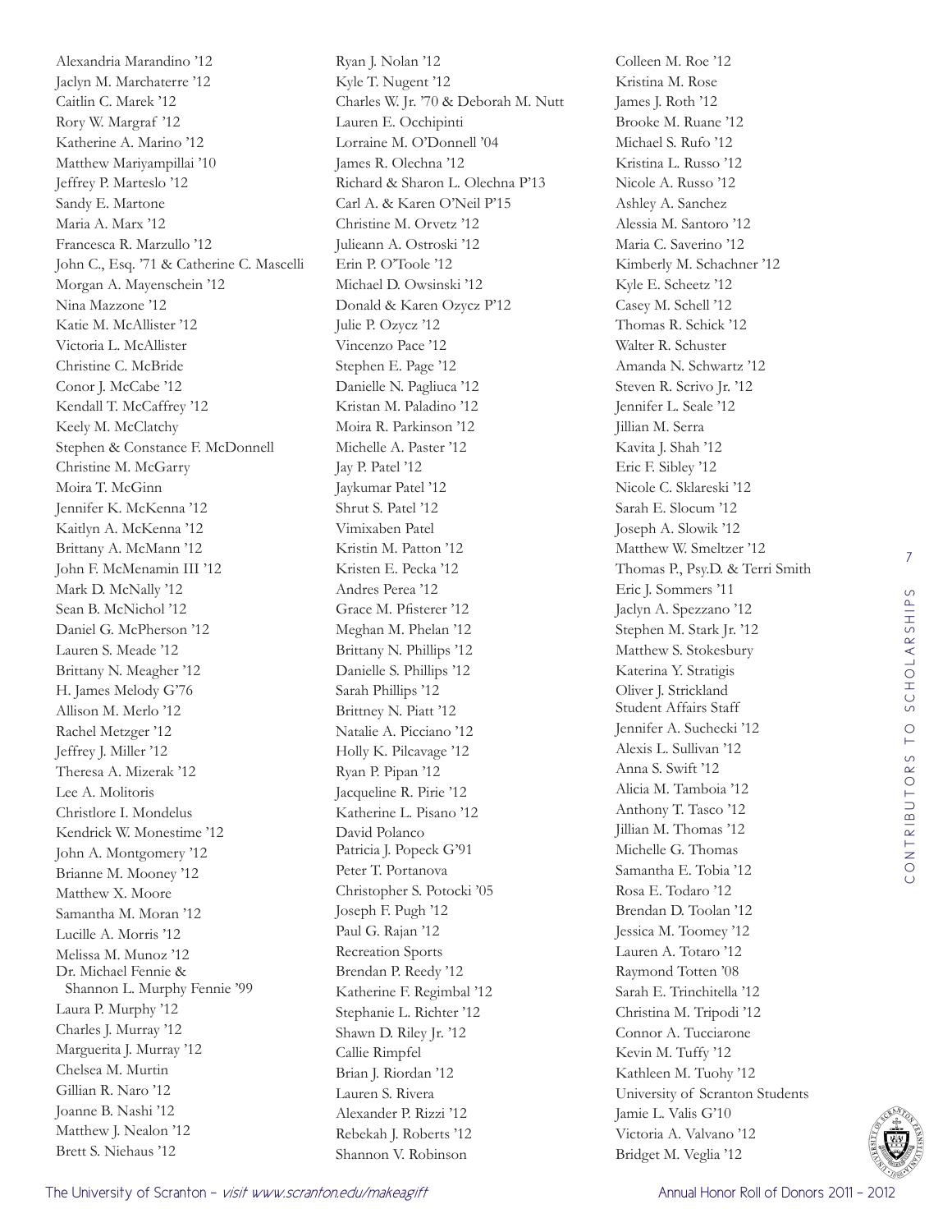Alexandria Marandino '12
Jaclyn M. Marchaterre '12
Caitlin C. Marek '12
Rory W. Margraf '12
Katherine A. Marino '12
Matthew Mariyampillai '10
Jeffrey P. Marteslo '12
Sandy E. Martone
Maria A. Marx '12
Francesca R. Marzullo '12
John C., Esq. '71 & Catherine C. Mascelli
Morgan A. Mayenschein '12
Nina Mazzone '12
Katie M. McAllister '12
Victoria L. McAllister
Christine C. McBride
Conor J. McCabe '12
Kendall T. McCaffrey '12
Keely M. McClatchy
Stephen & Constance F. McDonnell
Christine M. McGarry
Moira T. McGinn
Jennifer K. McKenna '12
Kaitlyn A. McKenna '12
Brittany A. McMann '12
John F. McMenamin III '12
Mark D. McNally '12
Sean B. McNichol '12
Daniel G. McPherson '12
Lauren S. Meade '12
Brittany N. Meagher '12
H. James Melody G'76
Allison M. Merlo '12
Rachel Metzger '12
Jeffrey J. Miller '12
Theresa A. Mizerak '12
Lee A. Molitoris
Christlore I. Mondelus
Kendrick W. Monestime '12
John A. Montgomery '12
Brianne M. Mooney '12
Matthew X. Moore
Samantha M. Moran '12
Lucille A. Morris '12
Melissa M. Munoz '12
Dr. Michael Fennie &
Shannon L. Murphy Fennie '99
Laura P. Murphy '12
Charles J. Murray '12
Marguerita J. Murray '12
Chelsea M. Murtin
Gillian R. Naro '12
Joanne B. Nashi '12
Matthew J. Nealon '12
Brett S. Niehaus '12
Ryan J. Nolan '12
Kyle T. Nugent '12
Charles W. Jr. '70 & Deborah M. Nutt
Lauren E. Occhipinti
Lorraine M. O'Donnell '04
James R. Olechna '12
Richard & Sharon L. Olechna P'13
Carl A. & Karen O'Neil P'15
Christine M. Orvetz '12
Julieann A. Ostroski '12
Erin P. O'Toole '12
Michael D. Owsinski '12
Donald & Karen Ozycz P'12
Julie P. Ozycz '12
Vincenzo Pace '12
Stephen E. Page '12
Danielle N. Pagliuca '12
Kristan M. Paladino '12
Moira R. Parkinson '12
Michelle A. Paster '12
Jay P. Patel '12
Jaykumar Patel '12
Shrut S. Patel '12
Vimixaben Patel
Kristin M. Patton '12
Kristen E. Pecka '12
Andres Perea '12
Grace M. Pfisterer '12
Meghan M. Phelan '12
Brittany N. Phillips '12
Danielle S. Phillips '12
Sarah Phillips '12
Brittney N. Piatt '12
Natalie A. Picciano '12
Holly K. Pilcavage '12
Ryan P. Pipan '12
Jacqueline R. Pirie '12
Katherine L. Pisano '12
David Polanco
Patricia J. Popeck G'91
Peter T. Portanova
Christopher S. Potocki '05
Joseph F. Pugh '12
Paul G. Rajan '12
Recreation Sports
Brendan P. Reedy '12
Katherine F. Regimbal '12
Stephanie L. Richter '12
Shawn D. Riley Jr. '12
Callie Rimpfel
Brian J. Riordan '12
Lauren S. Rivera
Alexander P. Rizzi '12
Rebekah J. Roberts '12
Shannon V. Robinson
Colleen M. Roe '12
Kristina M. Rose
James J. Roth '12
Brooke M. Ruane '12
Michael S. Rufo '12
Kristina L. Russo '12
Nicole A. Russo '12
Ashley A. Sanchez
Alessia M. Santoro '12
Maria C. Saverino '12
Kimberly M. Schachner '12
Kyle E. Scheetz '12
Casey M. Schell '12
Thomas R. Schick '12
Walter R. Schuster
Amanda N. Schwartz '12
Steven R. Scrivo Jr. '12
Jennifer L. Seale '12
Jillian M. Serra
Kavita J. Shah '12
Eric F. Sibley '12
Nicole C. Sklareski '12
Sarah E. Slocum '12
Joseph A. Slowik '12
Matthew W. Smeltzer '12
Thomas P., Psy.D. & Terri Smith
Eric J. Sommers '11
Jaclyn A. Spezzano '12
Stephen M. Stark Jr. '12
Matthew S. Stokesbury
Katerina Y. Stratigis
Oliver J. Strickland
Student Affairs Staff
Jennifer A. Suchecki '12
Alexis L. Sullivan '12
Anna S. Swift '12
Alicia M. Tamboia '12
Anthony T. Tasco '12
Jillian M. Thomas '12
Michelle G. Thomas
Samantha E. Tobia '12
Rosa E. Todaro '12
Brendan D. Toolan '12
Jessica M. Toomey '12
Lauren A. Totaro '12
Raymond Totten '08
Sarah E. Trinchitella '12
Christina M. Tripodi '12
Connor A. Tucciarone
Kevin M. Tuffy '12
Kathleen M. Tuohy '12
University of Scranton Students
Jamie L. Valis G'10
Victoria A. Valvano '12
Bridget M. Veglia '12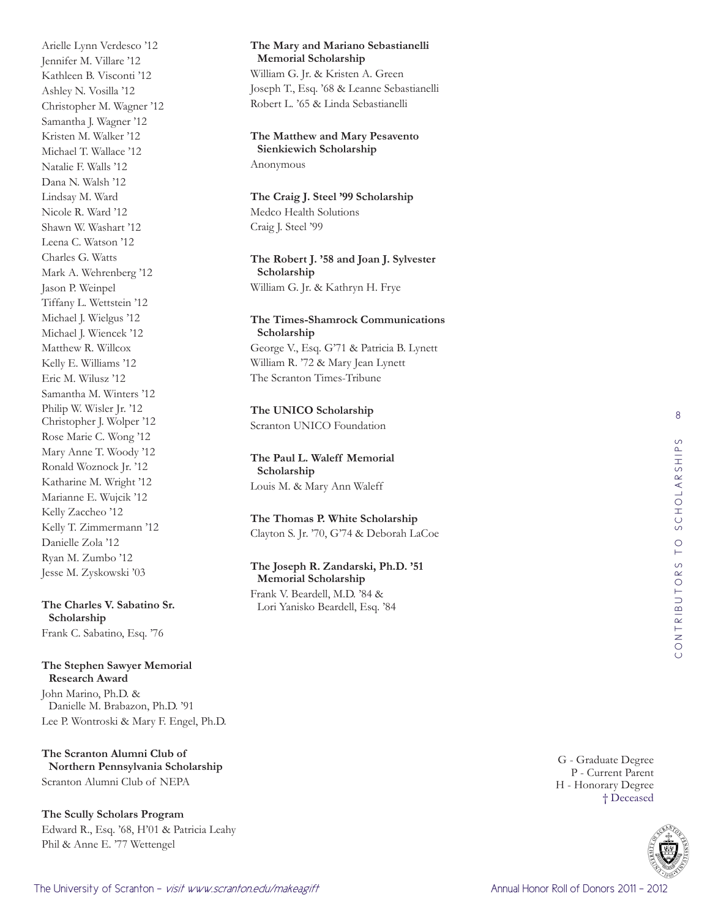Arielle Lynn Verdesco '12
Jennifer M. Villare '12
Kathleen B. Visconti '12
Ashley N. Vosilla '12
Christopher M. Wagner '12
Samantha J. Wagner '12
Kristen M. Walker '12
Michael T. Wallace '12
Natalie F. Walls '12
Dana N. Walsh '12
Lindsay M. Ward
Nicole R. Ward '12
Shawn W. Washart '12
Leena C. Watson '12
Charles G. Watts
Mark A. Wehrenberg '12
Jason P. Weinpel
Tiffany L. Wettstein '12
Michael J. Wielgus '12
Michael J. Wiencek '12
Matthew R. Willcox
Kelly E. Williams '12
Eric M. Wilusz '12
Samantha M. Winters '12
Philip W. Wisler Jr. '12
Christopher J. Wolper '12
Rose Marie C. Wong '12
Mary Anne T. Woody '12
Ronald Woznock Jr. '12
Katharine M. Wright '12
Marianne E. Wujcik '12
Kelly Zaccheo '12
Kelly T. Zimmermann '12
Danielle Zola '12
Ryan M. Zumbo '12
Jesse M. Zyskowski '03

**The Charles V. Sabatino Sr. Scholarship**
Frank C. Sabatino, Esq. '76

**The Stephen Sawyer Memorial Research Award**
John Marino, Ph.D. & Danielle M. Brabazon, Ph.D. '91
Lee P. Wontroski & Mary F. Engel, Ph.D.

**The Scranton Alumni Club of Northern Pennsylvania Scholarship**
Scranton Alumni Club of NEPA

**The Scully Scholars Program**
Edward R., Esq. '68, H'01 & Patricia Leahy
Phil & Anne E. '77 Wettengel

**The Mary and Mariano Sebastianelli Memorial Scholarship**
William G. Jr. & Kristen A. Green
Joseph T., Esq. '68 & Leanne Sebastianelli
Robert L. '65 & Linda Sebastianelli

**The Matthew and Mary Pesavento Sienkiewich Scholarship**
Anonymous

**The Craig J. Steel '99 Scholarship**
Medco Health Solutions
Craig J. Steel '99

**The Robert J. '58 and Joan J. Sylvester Scholarship**
William G. Jr. & Kathryn H. Frye

**The Times-Shamrock Communications Scholarship**
George V., Esq. G'71 & Patricia B. Lynett
William R. '72 & Mary Jean Lynett
The Scranton Times-Tribune

**The UNICO Scholarship**
Scranton UNICO Foundation

**The Paul L. Waleff Memorial Scholarship**
Louis M. & Mary Ann Waleff

**The Thomas P. White Scholarship**
Clayton S. Jr. '70, G'74 & Deborah LaCoe

**The Joseph R. Zandarski, Ph.D. '51 Memorial Scholarship**
Frank V. Beardell, M.D. '84 & Lori Yanisko Beardell, Esq. '84

G - Graduate Degree
P - Current Parent
H - Honorary Degree
† Deceased